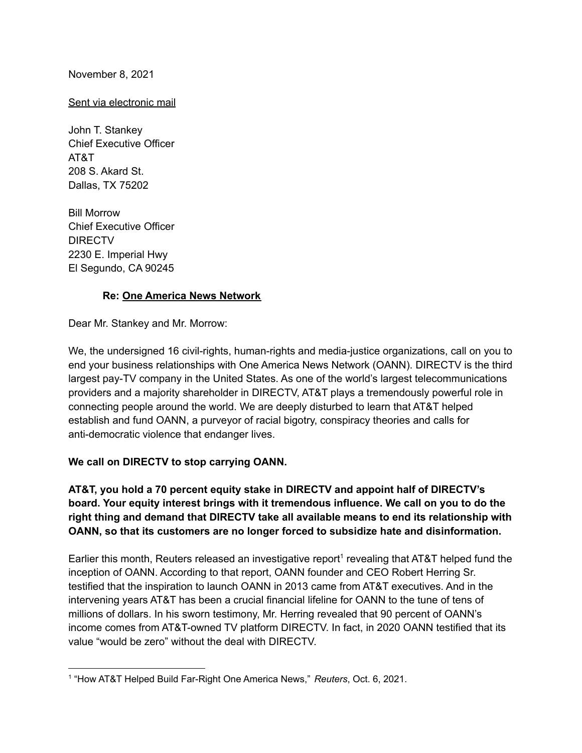November 8, 2021

<u>Sent via electronic mail</u>

John T. Stankey
Chief Executive Officer
AT&T
208 S. Akard St.
Dallas, TX 75202

Bill Morrow
Chief Executive Officer
DIRECTV
2230 E. Imperial Hwy
El Segundo, CA 90245

**Re: <u>One America News Network</u>**

Dear Mr. Stankey and Mr. Morrow:

We, the undersigned 16 civil-rights, human-rights and media-justice organizations, call on you to end your business relationships with One America News Network (OANN). DIRECTV is the third largest pay-TV company in the United States. As one of the world's largest telecommunications providers and a majority shareholder in DIRECTV, AT&T plays a tremendously powerful role in connecting people around the world. We are deeply disturbed to learn that AT&T helped establish and fund OANN, a purveyor of racial bigotry, conspiracy theories and calls for anti-democratic violence that endanger lives.

**We call on DIRECTV to stop carrying OANN.**

**AT&T, you hold a 70 percent equity stake in DIRECTV and appoint half of DIRECTV's board. Your equity interest brings with it tremendous influence. We call on you to do the right thing and demand that DIRECTV take all available means to end its relationship with OANN, so that its customers are no longer forced to subsidize hate and disinformation.**

Earlier this month, Reuters released an investigative report[1] revealing that AT&T helped fund the inception of OANN. According to that report, OANN founder and CEO Robert Herring Sr. testified that the inspiration to launch OANN in 2013 came from AT&T executives. And in the intervening years AT&T has been a crucial financial lifeline for OANN to the tune of tens of millions of dollars. In his sworn testimony, Mr. Herring revealed that 90 percent of OANN's income comes from AT&T-owned TV platform DIRECTV. In fact, in 2020 OANN testified that its value "would be zero" without the deal with DIRECTV.

---

[1] "How AT&T Helped Build Far-Right One America News," *Reuters*, Oct. 6, 2021.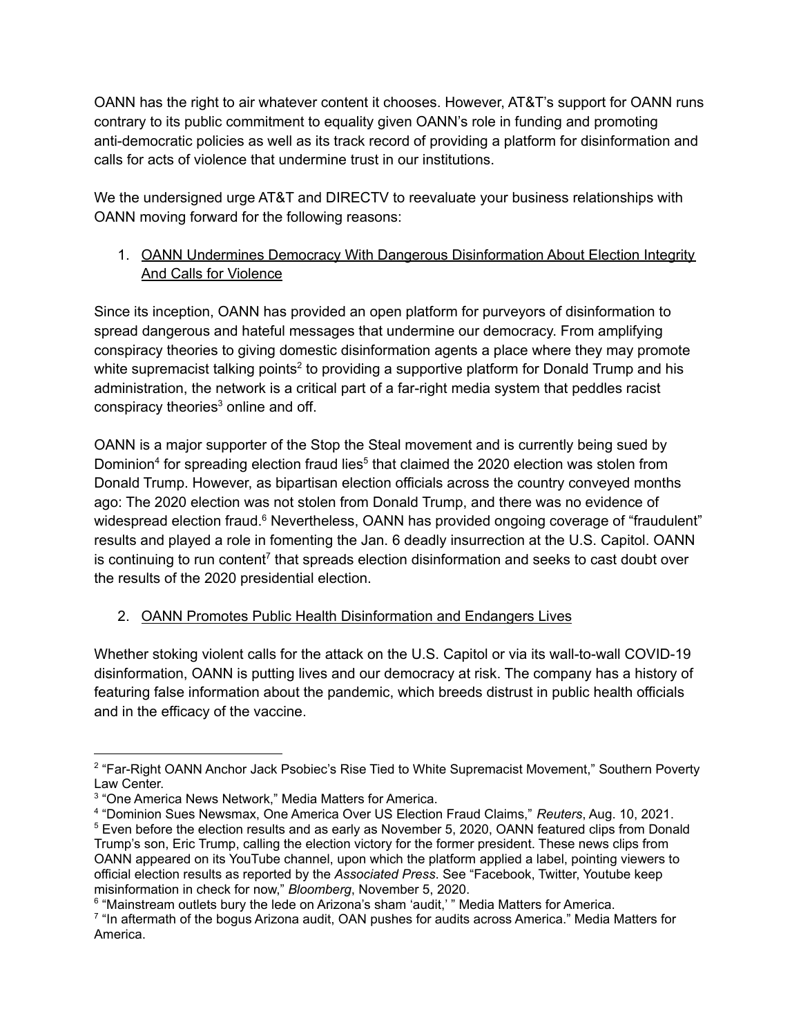OANN has the right to air whatever content it chooses. However, AT&T's support for OANN runs contrary to its public commitment to equality given OANN's role in funding and promoting anti-democratic policies as well as its track record of providing a platform for disinformation and calls for acts of violence that undermine trust in our institutions.

We the undersigned urge AT&T and DIRECTV to reevaluate your business relationships with OANN moving forward for the following reasons:

1. <u>OANN Undermines Democracy With Dangerous Disinformation About Election Integrity And Calls for Violence</u>

Since its inception, OANN has provided an open platform for purveyors of disinformation to spread dangerous and hateful messages that undermine our democracy. From amplifying conspiracy theories to giving domestic disinformation agents a place where they may promote white supremacist talking points[2] to providing a supportive platform for Donald Trump and his administration, the network is a critical part of a far-right media system that peddles racist conspiracy theories[3] online and off.

OANN is a major supporter of the Stop the Steal movement and is currently being sued by Dominion[4] for spreading election fraud lies[5] that claimed the 2020 election was stolen from Donald Trump. However, as bipartisan election officials across the country conveyed months ago: The 2020 election was not stolen from Donald Trump, and there was no evidence of widespread election fraud.[6] Nevertheless, OANN has provided ongoing coverage of "fraudulent" results and played a role in fomenting the Jan. 6 deadly insurrection at the U.S. Capitol. OANN is continuing to run content[7] that spreads election disinformation and seeks to cast doubt over the results of the 2020 presidential election.

2. <u>OANN Promotes Public Health Disinformation and Endangers Lives</u>

Whether stoking violent calls for the attack on the U.S. Capitol or via its wall-to-wall COVID-19 disinformation, OANN is putting lives and our democracy at risk. The company has a history of featuring false information about the pandemic, which breeds distrust in public health officials and in the efficacy of the vaccine.

---

[2] "Far-Right OANN Anchor Jack Psobiec's Rise Tied to White Supremacist Movement," Southern Poverty Law Center.

[3] "One America News Network," Media Matters for America.

[4] "Dominion Sues Newsmax, One America Over US Election Fraud Claims," *Reuters*, Aug. 10, 2021.

[5] Even before the election results and as early as November 5, 2020, OANN featured clips from Donald Trump's son, Eric Trump, calling the election victory for the former president. These news clips from OANN appeared on its YouTube channel, upon which the platform applied a label, pointing viewers to official election results as reported by the *Associated Press*. See "Facebook, Twitter, Youtube keep misinformation in check for now," *Bloomberg*, November 5, 2020.

[6] "Mainstream outlets bury the lede on Arizona's sham 'audit,' " Media Matters for America.

[7] "In aftermath of the bogus Arizona audit, OAN pushes for audits across America." Media Matters for America.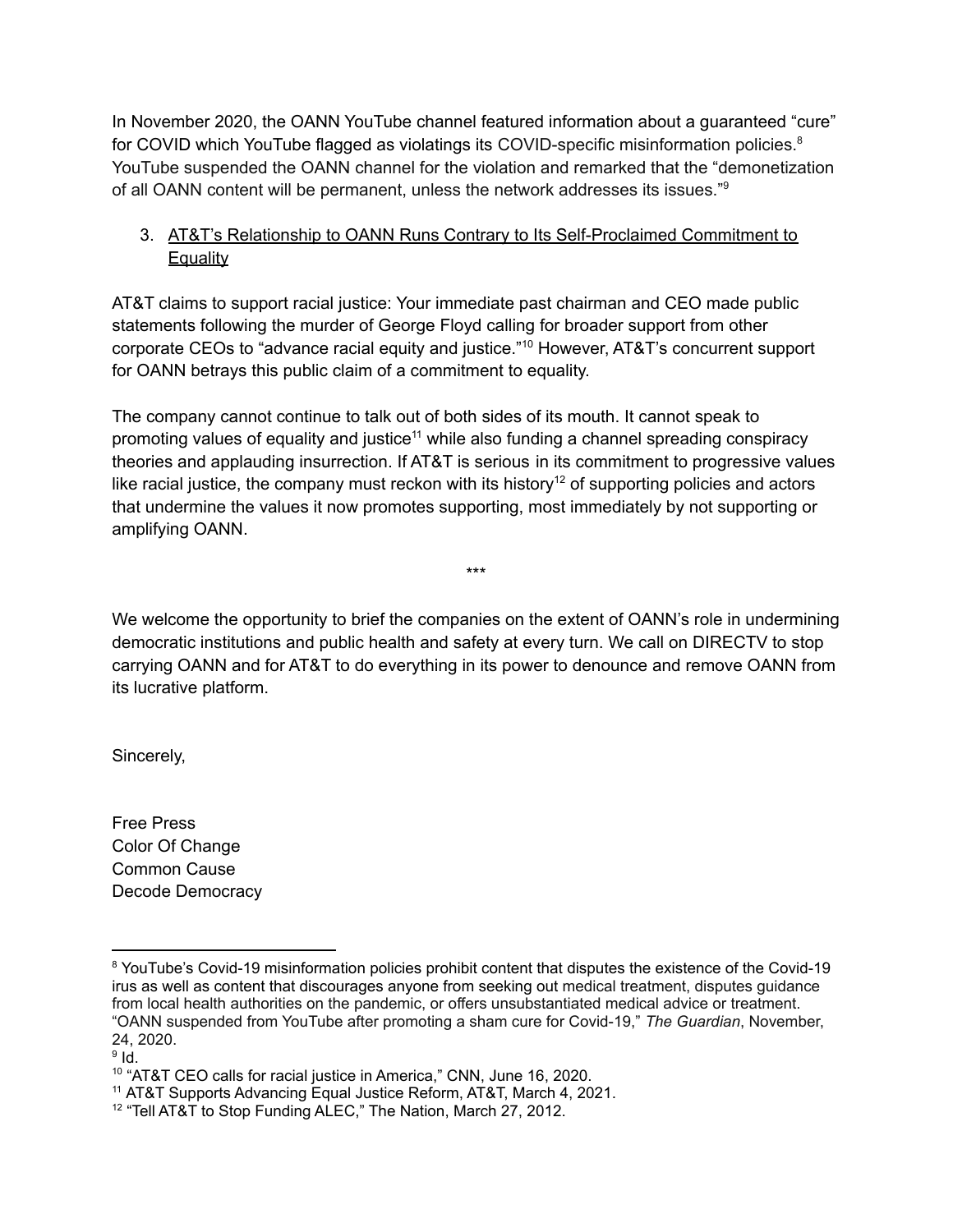In November 2020, the OANN YouTube channel featured information about a guaranteed "cure" for COVID which YouTube flagged as violatings its COVID-specific misinformation policies.[8] YouTube suspended the OANN channel for the violation and remarked that the "demonetization of all OANN content will be permanent, unless the network addresses its issues."[9]

3. <u>AT&T's Relationship to OANN Runs Contrary to Its Self-Proclaimed Commitment to Equality</u>

AT&T claims to support racial justice: Your immediate past chairman and CEO made public statements following the murder of George Floyd calling for broader support from other corporate CEOs to "advance racial equity and justice."[10] However, AT&T's concurrent support for OANN betrays this public claim of a commitment to equality.

The company cannot continue to talk out of both sides of its mouth. It cannot speak to promoting values of equality and justice[11] while also funding a channel spreading conspiracy theories and applauding insurrection. If AT&T is serious in its commitment to progressive values like racial justice, the company must reckon with its history[12] of supporting policies and actors that undermine the values it now promotes supporting, most immediately by not supporting or amplifying OANN.

\*\*\*

We welcome the opportunity to brief the companies on the extent of OANN's role in undermining democratic institutions and public health and safety at every turn. We call on DIRECTV to stop carrying OANN and for AT&T to do everything in its power to denounce and remove OANN from its lucrative platform.

Sincerely,

Free Press
Color Of Change
Common Cause
Decode Democracy

---

[8] YouTube's Covid-19 misinformation policies prohibit content that disputes the existence of the Covid-19 irus as well as content that discourages anyone from seeking out medical treatment, disputes guidance from local health authorities on the pandemic, or offers unsubstantiated medical advice or treatment. "OANN suspended from YouTube after promoting a sham cure for Covid-19," *The Guardian*, November, 24, 2020.

[9] Id.

[10] "AT&T CEO calls for racial justice in America," CNN, June 16, 2020.

[11] AT&T Supports Advancing Equal Justice Reform, AT&T, March 4, 2021.

[12] "Tell AT&T to Stop Funding ALEC," The Nation, March 27, 2012.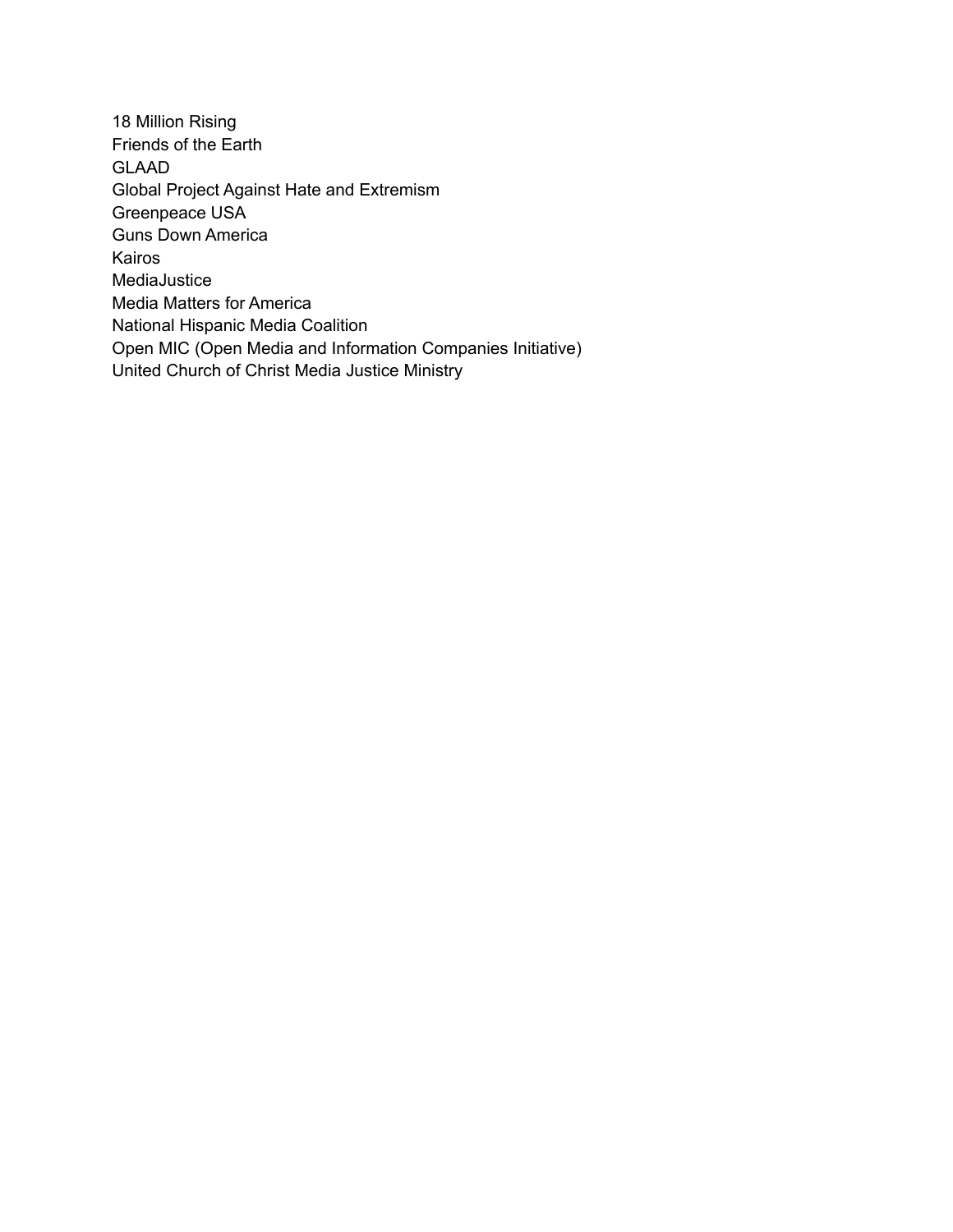18 Million Rising
Friends of the Earth
GLAAD
Global Project Against Hate and Extremism
Greenpeace USA
Guns Down America
Kairos
MediaJustice
Media Matters for America
National Hispanic Media Coalition
Open MIC (Open Media and Information Companies Initiative)
United Church of Christ Media Justice Ministry